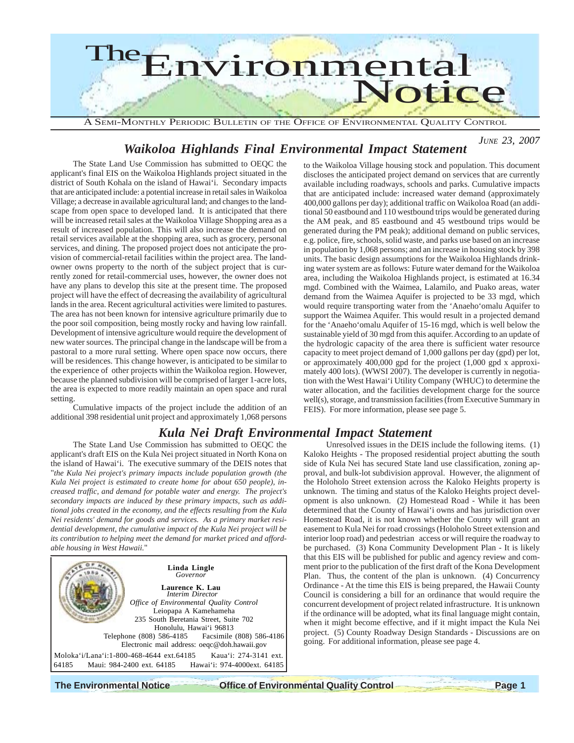# The Environmental Notice

A SEMI-MONTHLY PERIODIC BULLETIN OF THE OFFICE OF ENVIRONMENTAL QUALITY CONTROL

*JUNE 23, 2007*

## *Waikoloa Highlands Final Environmental Impact Statement*

The State Land Use Commission has submitted to OEQC the applicant's final EIS on the Waikoloa Highlands project situated in the district of South Kohala on the island of Hawai'i. Secondary impacts that are anticipated include: a potential increase in retail sales in Waikoloa Village; a decrease in available agricultural land; and changes to the landscape from open space to developed land. It is anticipated that there will be increased retail sales at the Waikoloa Village Shopping area as a result of increased population. This will also increase the demand on retail services available at the shopping area, such as grocery, personal services, and dining. The proposed project does not anticipate the provision of commercial-retail facilities within the project area. The landowner owns property to the north of the subject project that is currently zoned for retail-commercial uses, however, the owner does not have any plans to develop this site at the present time. The proposed project will have the effect of decreasing the availability of agricultural lands in the area. Recent agricultural activities were limited to pastures. The area has not been known for intensive agriculture primarily due to the poor soil composition, being mostly rocky and having low rainfall. Development of intensive agriculture would require the development of new water sources. The principal change in the landscape will be from a pastoral to a more rural setting. Where open space now occurs, there will be residences. This change however, is anticipated to be similar to the experience of other projects within the Waikoloa region. However, because the planned subdivision will be comprised of larger 1-acre lots, the area is expected to more readily maintain an open space and rural setting.

Cumulative impacts of the project include the addition of an additional 398 residential unit project and approximately 1,068 persons to the Waikoloa Village housing stock and population. This document discloses the anticipated project demand on services that are currently available including roadways, schools and parks. Cumulative impacts that are anticipated include: increased water demand (approximately 400,000 gallons per day); additional traffic on Waikoloa Road (an additional 50 eastbound and 110 westbound trips would be generated during the AM peak, and 85 eastbound and 45 westbound trips would be generated during the PM peak); additional demand on public services, e.g. police, fire, schools, solid waste, and parks use based on an increase in population by 1,068 persons; and an increase in housing stock by 398 units. The basic design assumptions for the Waikoloa Highlands drinking water system are as follows: Future water demand for the Waikoloa area, including the Waikoloa Highlands project, is estimated at 16.34 mgd. Combined with the Waimea, Lalamilo, and Puako areas, water demand from the Waimea Aquifer is projected to be 33 mgd, which would require transporting water from the 'Anaeho'omalu Aquifer to support the Waimea Aquifer. This would result in a projected demand for the 'Anaeho'omalu Aquifer of 15-16 mgd, which is well below the sustainable yield of 30 mgd from this aquifer. According to an update of the hydrologic capacity of the area there is sufficient water resource capacity to meet project demand of 1,000 gallons per day (gpd) per lot, or approximately 400,000 gpd for the project (1,000 gpd x approximately 400 lots). (WWSI 2007). The developer is currently in negotiation with the West Hawai'i Utility Company (WHUC) to determine the water allocation, and the facilities development charge for the source well(s), storage, and transmission facilities (from Executive Summary in FEIS). For more information, please see page 5.

## *Kula Nei Draft Environmental Impact Statement*

The State Land Use Commission has submitted to OEQC the applicant's draft EIS on the Kula Nei project situated in North Kona on the island of Hawai'i. The executive summary of the DEIS notes that "*the Kula Nei project's primary impacts include population growth (the Kula Nei project is estimated to create home for about 650 people), increased traffic, and demand for potable water and energy. The project's secondary impacts are induced by these primary impacts, such as additional jobs created in the economy, and the effects resulting from the Kula Nei residents' demand for goods and services. As a primary market residential development, the cumulative impact of the Kula Nei project will be its contribution to helping meet the demand for market priced and affordable housing in West Hawaii.*"

**Linda Lingle**
*Governor*

**Laurence K. Lau**
*Interim Director*
*Office of Environmental Quality Control*
Leiopapa A Kamehameha
235 South Beretania Street, Suite 702
Honolulu, Hawai'i 96813
Telephone (808) 586-4185 Facsimile (808) 586-4186
Electronic mail address: oeqc@doh.hawaii.gov

Moloka'i/Lana'i:1-800-468-4644 ext.64185 Kaua'i: 274-3141 ext. 64185 Maui: 984-2400 ext. 64185 Hawai'i: 974-4000ext. 64185

Unresolved issues in the DEIS include the following items. (1) Kaloko Heights - The proposed residential project abutting the south side of Kula Nei has secured State land use classification, zoning approval, and bulk-lot subdivision approval. However, the alignment of the Holoholo Street extension across the Kaloko Heights property is unknown. The timing and status of the Kaloko Heights project development is also unknown. (2) Homestead Road - While it has been determined that the County of Hawai'i owns and has jurisdiction over Homestead Road, it is not known whether the County will grant an easement to Kula Nei for road crossings (Holoholo Street extension and interior loop road) and pedestrian access or will require the roadway to be purchased. (3) Kona Community Development Plan - It is likely that this EIS will be published for public and agency review and comment prior to the publication of the first draft of the Kona Development Plan. Thus, the content of the plan is unknown. (4) Concurrency Ordinance - At the time this EIS is being prepared, the Hawaii County Council is considering a bill for an ordinance that would require the concurrent development of project related infrastructure. It is unknown if the ordinance will be adopted, what its final language might contain, when it might become effective, and if it might impact the Kula Nei project. (5) County Roadway Design Standards - Discussions are on going. For additional information, please see page 4.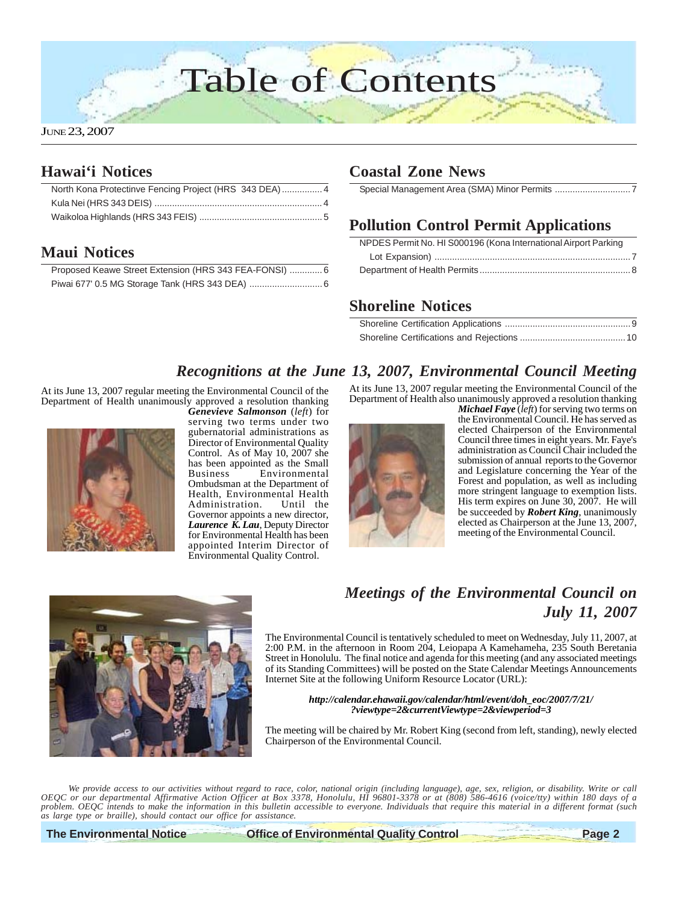# Table of Contents

JUNE 23, 2007

## Hawai'i Notices

North Kona Protectinve Fencing Project (HRS 343 DEA) ................ 4
Kula Nei (HRS 343 DEIS) .................................................................. 4
Waikoloa Highlands (HRS 343 FEIS) ................................................ 5

## Maui Notices

Proposed Keawe Street Extension (HRS 343 FEA-FONSI) ............. 6
Piwai 677' 0.5 MG Storage Tank (HRS 343 DEA) ............................ 6

## Coastal Zone News

Special Management Area (SMA) Minor Permits ............................. 7

## Pollution Control Permit Applications

NPDES Permit No. HI S000196 (Kona International Airport Parking Lot Expansion) ............................................................................. 7
Department of Health Permits ........................................................... 8

## Shoreline Notices

Shoreline Certification Applications ................................................. 9
Shoreline Certifications and Rejections .......................................... 10

## *Recognitions at the June 13, 2007, Environmental Council Meeting*

At its June 13, 2007 regular meeting the Environmental Council of the Department of Health unanimously approved a resolution thanking ***Genevieve Salmonson*** (*left*) for serving two terms under two gubernatorial administrations as Director of Environmental Quality Control. As of May 10, 2007 she has been appointed as the Small Business Environmental Ombudsman at the Department of Health, Environmental Health Administration. Until the Governor appoints a new director, ***Laurence K. Lau***, Deputy Director for Environmental Health has been appointed Interim Director of Environmental Quality Control.

At its June 13, 2007 regular meeting the Environmental Council of the Department of Health also unanimously approved a resolution thanking ***Michael Faye*** (*left*) for serving two terms on the Environmental Council. He has served as elected Chairperson of the Environmental Council three times in eight years. Mr. Faye's administration as Council Chair included the submission of annual reports to the Governor and Legislature concerning the Year of the Forest and population, as well as including more stringent language to exemption lists. His term expires on June 30, 2007. He will be succeeded by ***Robert King***, unanimously elected as Chairperson at the June 13, 2007, meeting of the Environmental Council.

## *Meetings of the Environmental Council on July 11, 2007*

The Environmental Council is tentatively scheduled to meet on Wednesday, July 11, 2007, at 2:00 P.M. in the afternoon in Room 204, Leiopapa A Kamehameha, 235 South Beretania Street in Honolulu. The final notice and agenda for this meeting (and any associated meetings of its Standing Committees) will be posted on the State Calendar Meetings Announcements Internet Site at the following Uniform Resource Locator (URL):

***http://calendar.ehawaii.gov/calendar/html/event/doh_eoc/2007/7/21/?viewtype=2&currentViewtype=2&viewperiod=3***

The meeting will be chaired by Mr. Robert King (second from left, standing), newly elected Chairperson of the Environmental Council.

*We provide access to our activities without regard to race, color, national origin (including language), age, sex, religion, or disability. Write or call OEQC or our departmental Affirmative Action Officer at Box 3378, Honolulu, HI 96801-3378 or at (808) 586-4616 (voice/tty) within 180 days of a problem. OEQC intends to make the information in this bulletin accessible to everyone. Individuals that require this material in a different format (such as large type or braille), should contact our office for assistance.*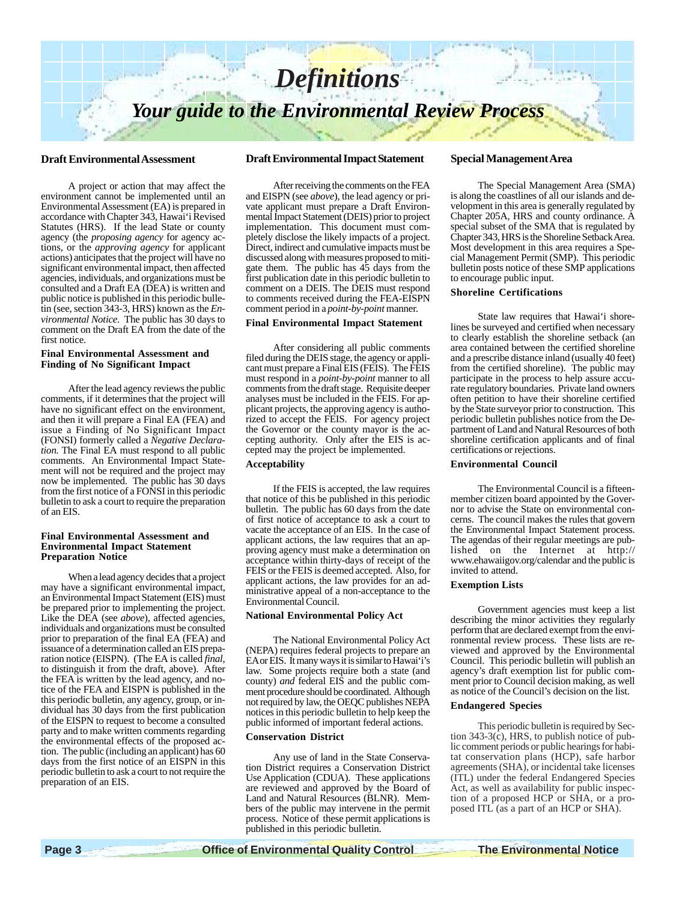# *Definitions*

## *Your guide to the Environmental Review Process*

### Draft Environmental Assessment

A project or action that may affect the environment cannot be implemented until an Environmental Assessment (EA) is prepared in accordance with Chapter 343, Hawai'i Revised Statutes (HRS). If the lead State or county agency (the *proposing agency* for agency actions, or the *approving agency* for applicant actions) anticipates that the project will have no significant environmental impact, then affected agencies, individuals, and organizations must be consulted and a Draft EA (DEA) is written and public notice is published in this periodic bulletin (see, section 343-3, HRS) known as the *Environmental Notice*. The public has 30 days to comment on the Draft EA from the date of the first notice.

### Final Environmental Assessment and Finding of No Significant Impact

After the lead agency reviews the public comments, if it determines that the project will have no significant effect on the environment, and then it will prepare a Final EA (FEA) and issue a Finding of No Significant Impact (FONSI) formerly called a *Negative Declaration.* The Final EA must respond to all public comments. An Environmental Impact Statement will not be required and the project may now be implemented. The public has 30 days from the first notice of a FONSI in this periodic bulletin to ask a court to require the preparation of an EIS.

### Final Environmental Assessment and Environmental Impact Statement Preparation Notice

When a lead agency decides that a project may have a significant environmental impact, an Environmental Impact Statement (EIS) must be prepared prior to implementing the project. Like the DEA (see *above*), affected agencies, individuals and organizations must be consulted prior to preparation of the final EA (FEA) and issuance of a determination called an EIS preparation notice (EISPN). (The EA is called *final*, to distinguish it from the draft, above). After the FEA is written by the lead agency, and notice of the FEA and EISPN is published in the this periodic bulletin, any agency, group, or individual has 30 days from the first publication of the EISPN to request to become a consulted party and to make written comments regarding the environmental effects of the proposed action. The public (including an applicant) has 60 days from the first notice of an EISPN in this periodic bulletin to ask a court to not require the preparation of an EIS.

### Draft Environmental Impact Statement

After receiving the comments on the FEA and EISPN (see *above*), the lead agency or private applicant must prepare a Draft Environmental Impact Statement (DEIS) prior to project implementation. This document must completely disclose the likely impacts of a project. Direct, indirect and cumulative impacts must be discussed along with measures proposed to mitigate them. The public has 45 days from the first publication date in this periodic bulletin to comment on a DEIS. The DEIS must respond to comments received during the FEA-EISPN comment period in a *point-by-point* manner.

### Final Environmental Impact Statement

After considering all public comments filed during the DEIS stage, the agency or applicant must prepare a Final EIS (FEIS). The FEIS must respond in a *point-by-point* manner to all comments from the draft stage. Requisite deeper analyses must be included in the FEIS. For applicant projects, the approving agency is authorized to accept the FEIS. For agency project the Governor or the county mayor is the accepting authority. Only after the EIS is accepted may the project be implemented.

### Acceptability

If the FEIS is accepted, the law requires that notice of this be published in this periodic bulletin. The public has 60 days from the date of first notice of acceptance to ask a court to vacate the acceptance of an EIS. In the case of applicant actions, the law requires that an approving agency must make a determination on acceptance within thirty-days of receipt of the FEIS or the FEIS is deemed accepted. Also, for applicant actions, the law provides for an administrative appeal of a non-acceptance to the Environmental Council.

### National Environmental Policy Act

The National Environmental Policy Act (NEPA) requires federal projects to prepare an EA or EIS. It many ways it is similar to Hawai'i's law. Some projects require both a state (and county) *and* federal EIS and the public comment procedure should be coordinated. Although not required by law, the OEQC publishes NEPA notices in this periodic bulletin to help keep the public informed of important federal actions.

### Conservation District

Any use of land in the State Conservation District requires a Conservation District Use Application (CDUA). These applications are reviewed and approved by the Board of Land and Natural Resources (BLNR). Members of the public may intervene in the permit process. Notice of these permit applications is published in this periodic bulletin.

### Special Management Area

The Special Management Area (SMA) is along the coastlines of all our islands and development in this area is generally regulated by Chapter 205A, HRS and county ordinance. A special subset of the SMA that is regulated by Chapter 343, HRS is the Shoreline Setback Area. Most development in this area requires a Special Management Permit (SMP). This periodic bulletin posts notice of these SMP applications to encourage public input.

### Shoreline Certifications

State law requires that Hawai'i shorelines be surveyed and certified when necessary to clearly establish the shoreline setback (an area contained between the certified shoreline and a prescribe distance inland (usually 40 feet) from the certified shoreline). The public may participate in the process to help assure accurate regulatory boundaries. Private land owners often petition to have their shoreline certified by the State surveyor prior to construction. This periodic bulletin publishes notice from the Department of Land and Natural Resources of both shoreline certification applicants and of final certifications or rejections.

### Environmental Council

The Environmental Council is a fifteen-member citizen board appointed by the Governor to advise the State on environmental concerns. The council makes the rules that govern the Environmental Impact Statement process. The agendas of their regular meetings are published on the Internet at http://www.ehawaiigov.org/calendar and the public is invited to attend.

### Exemption Lists

Government agencies must keep a list describing the minor activities they regularly perform that are declared exempt from the environmental review process. These lists are reviewed and approved by the Environmental Council. This periodic bulletin will publish an agency's draft exemption list for public comment prior to Council decision making, as well as notice of the Council's decision on the list.

### Endangered Species

This periodic bulletin is required by Section 343-3(c), HRS, to publish notice of public comment periods or public hearings for habitat conservation plans (HCP), safe harbor agreements (SHA), or incidental take licenses (ITL) under the federal Endangered Species Act, as well as availability for public inspection of a proposed HCP or SHA, or a proposed ITL (as a part of an HCP or SHA).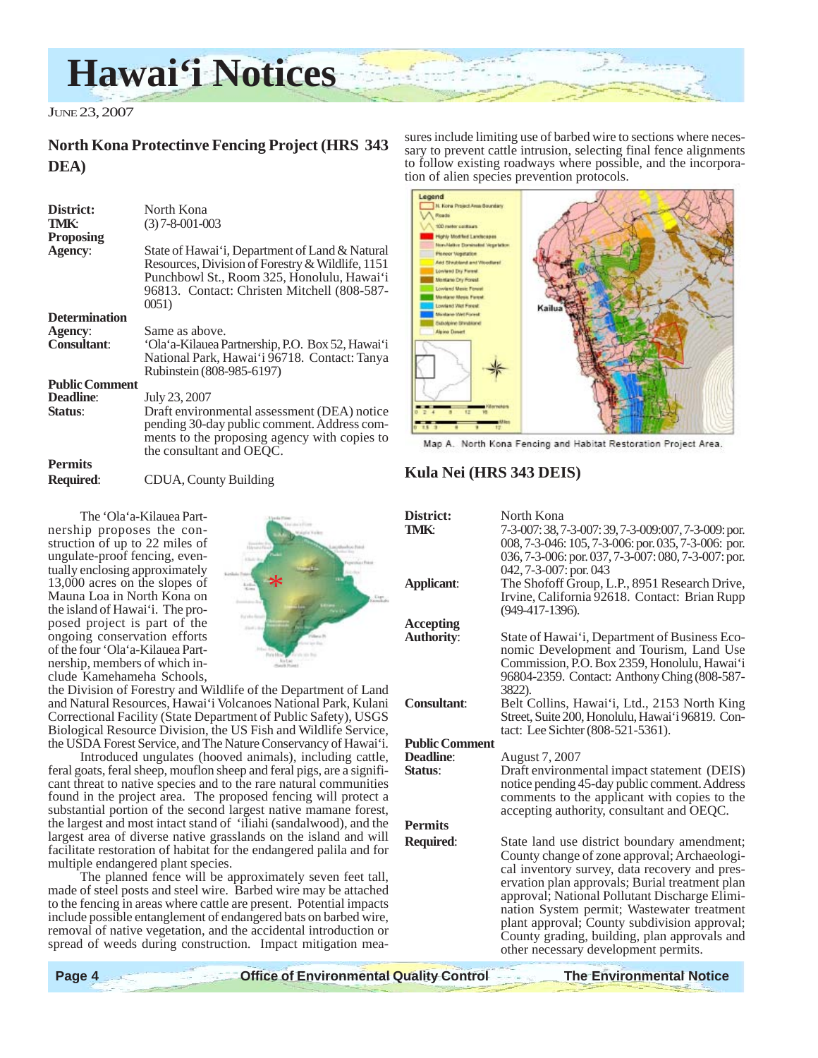## North Kona Protectinve Fencing Project (HRS 343 DEA)

| | |
|---|---|
| **District:** | North Kona |
| **TMK:** | (3) 7-8-001-003 |
| **Proposing Agency:** | State of Hawai'i, Department of Land & Natural Resources, Division of Forestry & Wildlife, 1151 Punchbowl St., Room 325, Honolulu, Hawai'i 96813. Contact: Christen Mitchell (808-587-0051) |
| **Determination Agency:** | Same as above. |
| **Consultant:** | 'Ola'a-Kilauea Partnership, P.O. Box 52, Hawai'i National Park, Hawai'i 96718. Contact: Tanya Rubinstein (808-985-6197) |
| **Public Comment Deadline:** | July 23, 2007 |
| **Status:** | Draft environmental assessment (DEA) notice pending 30-day public comment. Address comments to the proposing agency with copies to the consultant and OEQC. |
| **Permits Required:** | CDUA, County Building |

The 'Ola'a-Kilauea Partnership proposes the construction of up to 22 miles of ungulate-proof fencing, eventually enclosing approximately 13,000 acres on the slopes of Mauna Loa in North Kona on the island of Hawai'i. The proposed project is part of the ongoing conservation efforts of the four 'Ola'a-Kilauea Partnership, members of which include Kamehameha Schools, the Division of Forestry and Wildlife of the Department of Land and Natural Resources, Hawai'i Volcanoes National Park, Kulani Correctional Facility (State Department of Public Safety), USGS Biological Resource Division, the US Fish and Wildlife Service, the USDA Forest Service, and The Nature Conservancy of Hawai'i.

Introduced ungulates (hooved animals), including cattle, feral goats, feral sheep, mouflon sheep and feral pigs, are a significant threat to native species and to the rare natural communities found in the project area. The proposed fencing will protect a substantial portion of the second largest native mamane forest, the largest and most intact stand of 'iliahi (sandalwood), and the largest area of diverse native grasslands on the island and will facilitate restoration of habitat for the endangered palila and for multiple endangered plant species.

The planned fence will be approximately seven feet tall, made of steel posts and steel wire. Barbed wire may be attached to the fencing in areas where cattle are present. Potential impacts include possible entanglement of endangered bats on barbed wire, removal of native vegetation, and the accidental introduction or spread of weeds during construction. Impact mitigation measures include limiting use of barbed wire to sections where necessary to prevent cattle intrusion, selecting final fence alignments to follow existing roadways where possible, and the incorporation of alien species prevention protocols.

Map A. North Kona Fencing and Habitat Restoration Project Area.

## Kula Nei (HRS 343 DEIS)

| | |
|---|---|
| **District:** | North Kona |
| **TMK:** | 7-3-007: 38, 7-3-007: 39, 7-3-009:007, 7-3-009: por. 008, 7-3-046: 105, 7-3-006: por. 035, 7-3-006: por. 036, 7-3-006: por. 037, 7-3-007: 080, 7-3-007: por. 042, 7-3-007: por. 043 |
| **Applicant:** | The Shofoff Group, L.P., 8951 Research Drive, Irvine, California 92618. Contact: Brian Rupp (949-417-1396). |
| **Accepting Authority:** | State of Hawai'i, Department of Business Economic Development and Tourism, Land Use Commission, P.O. Box 2359, Honolulu, Hawai'i 96804-2359. Contact: Anthony Ching (808-587-3822). |
| **Consultant:** | Belt Collins, Hawai'i, Ltd., 2153 North King Street, Suite 200, Honolulu, Hawai'i 96819. Contact: Lee Sichter (808-521-5361). |
| **Public Comment Deadline:** | August 7, 2007 |
| **Status:** | Draft environmental impact statement (DEIS) notice pending 45-day public comment. Address comments to the applicant with copies to the accepting authority, consultant and OEQC. |
| **Permits Required:** | State land use district boundary amendment; County change of zone approval; Archaeological inventory survey, data recovery and preservation plan approvals; Burial treatment plan approval; National Pollutant Discharge Elimination System permit; Wastewater treatment plant approval; County subdivision approval; County grading, building, plan approvals and other necessary development permits. |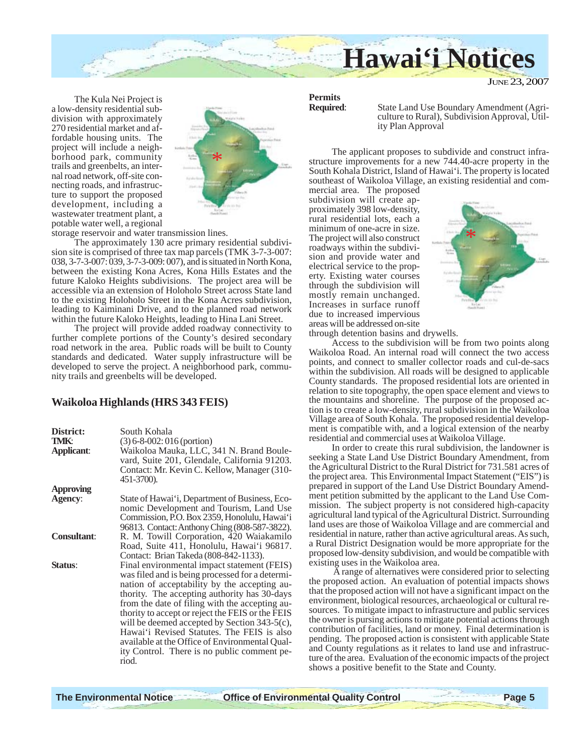The Kula Nei Project is a low-density residential subdivision with approximately 270 residential market and affordable housing units. The project will include a neighborhood park, community trails and greenbelts, an internal road network, off-site connecting roads, and infrastructure to support the proposed development, including a wastewater treatment plant, a potable water well, a regional storage reservoir and water transmission lines.

The approximately 130 acre primary residential subdivision site is comprised of three tax map parcels (TMK 3-7-3-007: 038, 3-7-3-007: 039, 3-7-3-009: 007), and is situated in North Kona, between the existing Kona Acres, Kona Hills Estates and the future Kaloko Heights subdivisions. The project area will be accessible via an extension of Holoholo Street across State land to the existing Holoholo Street in the Kona Acres subdivision, leading to Kaiminani Drive, and to the planned road network within the future Kaloko Heights, leading to Hina Lani Street.

The project will provide added roadway connectivity to further complete portions of the County's desired secondary road network in the area. Public roads will be built to County standards and dedicated. Water supply infrastructure will be developed to serve the project. A neighborhood park, community trails and greenbelts will be developed.

## Waikoloa Highlands (HRS 343 FEIS)

**District:** South Kohala

**TMK:** (3) 6-8-002: 016 (portion)

**Applicant:** Waikoloa Mauka, LLC, 341 N. Brand Boulevard, Suite 201, Glendale, California 91203. Contact: Mr. Kevin C. Kellow, Manager (310-451-3700).

**Approving Agency:** State of Hawai'i, Department of Business, Economic Development and Tourism, Land Use Commission, P.O. Box 2359, Honolulu, Hawai'i 96813. Contact: Anthony Ching (808-587-3822).

**Consultant:** R. M. Towill Corporation, 420 Waiakamilo Road, Suite 411, Honolulu, Hawai'i 96817. Contact: Brian Takeda (808-842-1133).

**Status:** Final environmental impact statement (FEIS) was filed and is being processed for a determination of acceptability by the accepting authority. The accepting authority has 30-days from the date of filing with the accepting authority to accept or reject the FEIS or the FEIS will be deemed accepted by Section 343-5(c), Hawai'i Revised Statutes. The FEIS is also available at the Office of Environmental Quality Control. There is no public comment period.

**Permits Required:** State Land Use Boundary Amendment (Agriculture to Rural), Subdivision Approval, Utility Plan Approval

The applicant proposes to subdivide and construct infrastructure improvements for a new 744.40-acre property in the South Kohala District, Island of Hawai'i. The property is located southeast of Waikoloa Village, an existing residential and commercial area. The proposed subdivision will create approximately 398 low-density, rural residential lots, each a minimum of one-acre in size. The project will also construct roadways within the subdivision and provide water and electrical service to the property. Existing water courses through the subdivision will mostly remain unchanged. Increases in surface runoff due to increased impervious areas will be addressed on-site through detention basins and drywells.

Access to the subdivision will be from two points along Waikoloa Road. An internal road will connect the two access points, and connect to smaller collector roads and cul-de-sacs within the subdivision. All roads will be designed to applicable County standards. The proposed residential lots are oriented in relation to site topography, the open space element and views to the mountains and shoreline. The purpose of the proposed action is to create a low-density, rural subdivision in the Waikoloa Village area of South Kohala. The proposed residential development is compatible with, and a logical extension of the nearby residential and commercial uses at Waikoloa Village.

In order to create this rural subdivision, the landowner is seeking a State Land Use District Boundary Amendment, from the Agricultural District to the Rural District for 731.581 acres of the project area. This Environmental Impact Statement ("EIS") is prepared in support of the Land Use District Boundary Amendment petition submitted by the applicant to the Land Use Commission. The subject property is not considered high-capacity agricultural land typical of the Agricultural District. Surrounding land uses are those of Waikoloa Village and are commercial and residential in nature, rather than active agricultural areas. As such, a Rural District Designation would be more appropriate for the proposed low-density subdivision, and would be compatible with existing uses in the Waikoloa area.

A range of alternatives were considered prior to selecting the proposed action. An evaluation of potential impacts shows that the proposed action will not have a significant impact on the environment, biological resources, archaeological or cultural resources. To mitigate impact to infrastructure and public services the owner is pursing actions to mitigate potential actions through contribution of facilities, land or money. Final determination is pending. The proposed action is consistent with applicable State and County regulations as it relates to land use and infrastructure of the area. Evaluation of the economic impacts of the project shows a positive benefit to the State and County.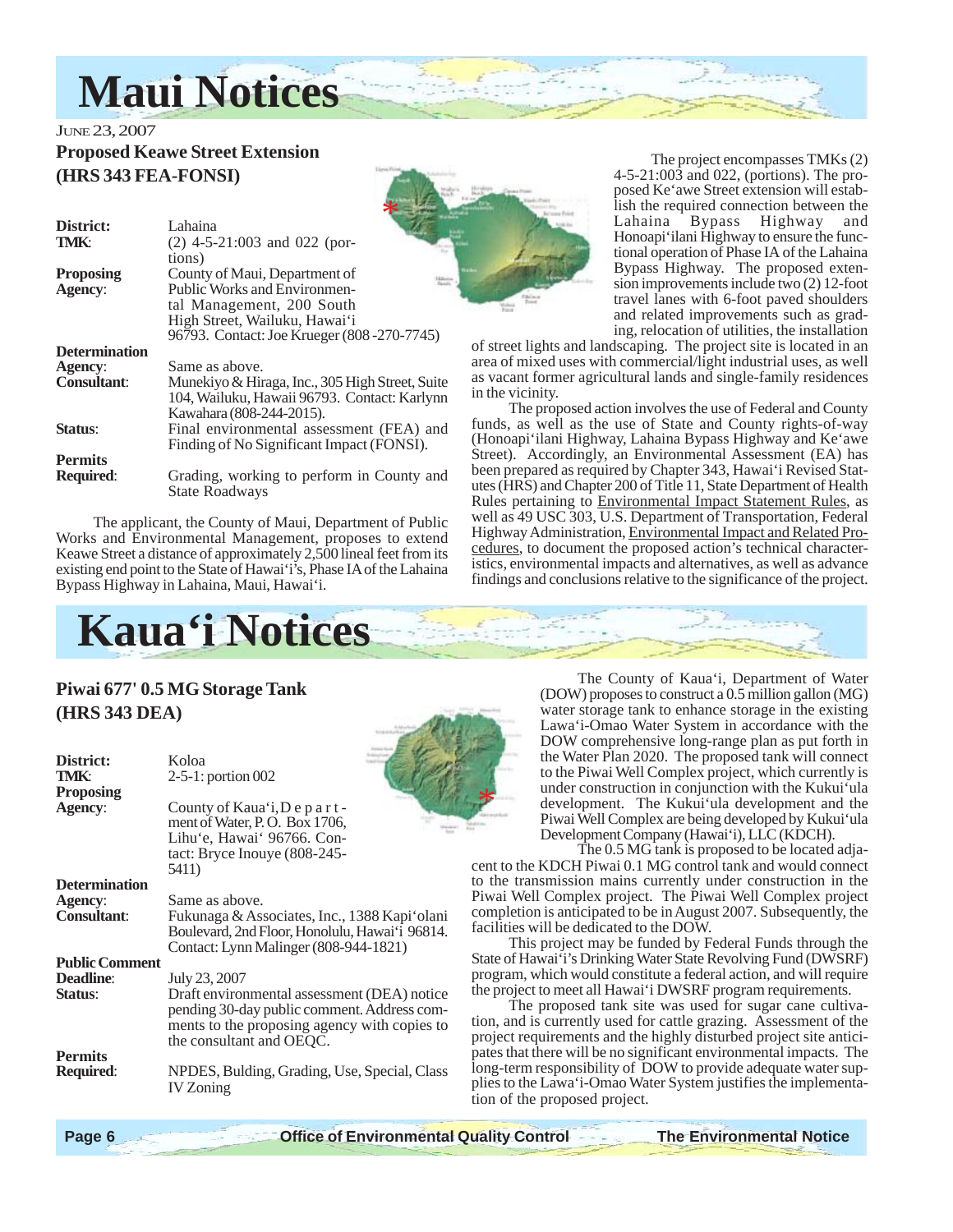# Maui Notices

JUNE 23, 2007

## Proposed Keawe Street Extension (HRS 343 FEA-FONSI)

**District:** Lahaina

**TMK:** (2) 4-5-21:003 and 022 (portions)

**Proposing Agency:** County of Maui, Department of Public Works and Environmental Management, 200 South High Street, Wailuku, Hawai'i 96793. Contact: Joe Krueger (808-270-7745)

**Determination Agency:** Same as above.

**Consultant:** Munekiyo & Hiraga, Inc., 305 High Street, Suite 104, Wailuku, Hawaii 96793. Contact: Karlynn Kawahara (808-244-2015).

**Status:** Final environmental assessment (FEA) and Finding of No Significant Impact (FONSI).

**Permits Required:** Grading, working to perform in County and State Roadways

The applicant, the County of Maui, Department of Public Works and Environmental Management, proposes to extend Keawe Street a distance of approximately 2,500 lineal feet from its existing end point to the State of Hawai'i's, Phase IA of the Lahaina Bypass Highway in Lahaina, Maui, Hawai'i.

The project encompasses TMKs (2) 4-5-21:003 and 022, (portions). The proposed Ke'awe Street extension will establish the required connection between the Lahaina Bypass Highway and Honoapi'ilani Highway to ensure the functional operation of Phase IA of the Lahaina Bypass Highway. The proposed extension improvements include two (2) 12-foot travel lanes with 6-foot paved shoulders and related improvements such as grading, relocation of utilities, the installation of street lights and landscaping. The project site is located in an area of mixed uses with commercial/light industrial uses, as well as vacant former agricultural lands and single-family residences in the vicinity.

The proposed action involves the use of Federal and County funds, as well as the use of State and County rights-of-way (Honoapi'ilani Highway, Lahaina Bypass Highway and Ke'awe Street). Accordingly, an Environmental Assessment (EA) has been prepared as required by Chapter 343, Hawai'i Revised Statutes (HRS) and Chapter 200 of Title 11, State Department of Health Rules pertaining to Environmental Impact Statement Rules, as well as 49 USC 303, U.S. Department of Transportation, Federal Highway Administration, Environmental Impact and Related Procedures, to document the proposed action's technical characteristics, environmental impacts and alternatives, as well as advance findings and conclusions relative to the significance of the project.

# Kaua'i Notices

## Piwai 677' 0.5 MG Storage Tank (HRS 343 DEA)

**District:** Koloa

**TMK:** 2-5-1: portion 002

**Proposing Agency:** County of Kaua'i, Department of Water, P. O. Box 1706, Lihu'e, Hawai' 96766. Contact: Bryce Inouye (808-245-5411)

**Determination Agency:** Same as above.

**Consultant:** Fukunaga & Associates, Inc., 1388 Kapi'olani Boulevard, 2nd Floor, Honolulu, Hawai'i 96814. Contact: Lynn Malinger (808-944-1821)

**Public Comment Deadline:** July 23, 2007

**Status:** Draft environmental assessment (DEA) notice pending 30-day public comment. Address comments to the proposing agency with copies to the consultant and OEQC.

**Permits Required:** NPDES, Bulding, Grading, Use, Special, Class IV Zoning

The County of Kaua'i, Department of Water (DOW) proposes to construct a 0.5 million gallon (MG) water storage tank to enhance storage in the existing Lawa'i-Omao Water System in accordance with the DOW comprehensive long-range plan as put forth in the Water Plan 2020. The proposed tank will connect to the Piwai Well Complex project, which currently is under construction in conjunction with the Kukui'ula development. The Kukui'ula development and the Piwai Well Complex are being developed by Kukui'ula Development Company (Hawai'i), LLC (KDCH).

The 0.5 MG tank is proposed to be located adjacent to the KDCH Piwai 0.1 MG control tank and would connect to the transmission mains currently under construction in the Piwai Well Complex project. The Piwai Well Complex project completion is anticipated to be in August 2007. Subsequently, the facilities will be dedicated to the DOW.

This project may be funded by Federal Funds through the State of Hawai'i's Drinking Water State Revolving Fund (DWSRF) program, which would constitute a federal action, and will require the project to meet all Hawai'i DWSRF program requirements.

The proposed tank site was used for sugar cane cultivation, and is currently used for cattle grazing. Assessment of the project requirements and the highly disturbed project site anticipates that there will be no significant environmental impacts. The long-term responsibility of DOW to provide adequate water supplies to the Lawa'i-Omao Water System justifies the implementation of the proposed project.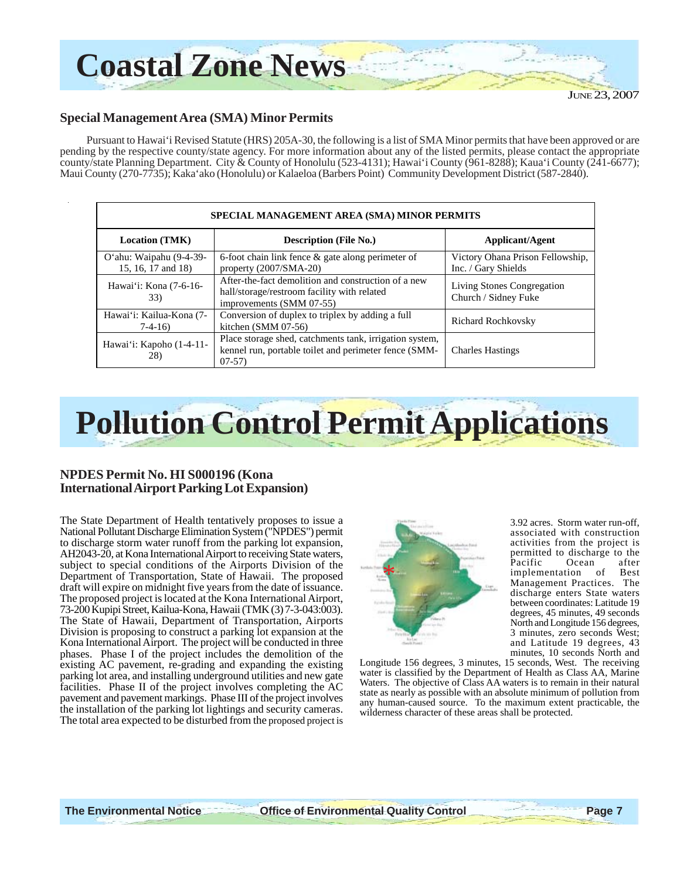# Coastal Zone News

June 23, 2007

## Special Management Area (SMA) Minor Permits

Pursuant to Hawai'i Revised Statute (HRS) 205A-30, the following is a list of SMA Minor permits that have been approved or are pending by the respective county/state agency. For more information about any of the listed permits, please contact the appropriate county/state Planning Department. City & County of Honolulu (523-4131); Hawai'i County (961-8288); Kaua'i County (241-6677); Maui County (270-7735); Kaka'ako (Honolulu) or Kalaeloa (Barbers Point) Community Development District (587-2840).

| SPECIAL MANAGEMENT AREA (SMA) MINOR PERMITS | | |
|---|---|---|
| **Location (TMK)** | **Description (File No.)** | **Applicant/Agent** |
| O'ahu: Waipahu (9-4-39-15, 16, 17 and 18) | 6-foot chain link fence & gate along perimeter of property (2007/SMA-20) | Victory Ohana Prison Fellowship, Inc. / Gary Shields |
| Hawai'i: Kona (7-6-16-33) | After-the-fact demolition and construction of a new hall/storage/restroom facility with related improvements (SMM 07-55) | Living Stones Congregation Church / Sidney Fuke |
| Hawai'i: Kailua-Kona (7-7-4-16) | Conversion of duplex to triplex by adding a full kitchen (SMM 07-56) | Richard Rochkovsky |
| Hawai'i: Kapoho (1-4-11-28) | Place storage shed, catchments tank, irrigation system, kennel run, portable toilet and perimeter fence (SMM-07-57) | Charles Hastings |

# Pollution Control Permit Applications

## NPDES Permit No. HI S000196 (Kona International Airport Parking Lot Expansion)

The State Department of Health tentatively proposes to issue a National Pollutant Discharge Elimination System ("NPDES") permit to discharge storm water runoff from the parking lot expansion, AH2043-20, at Kona International Airport to receiving State waters, subject to special conditions of the Airports Division of the Department of Transportation, State of Hawaii. The proposed draft will expire on midnight five years from the date of issuance. The proposed project is located at the Kona International Airport, 73-200 Kupipi Street, Kailua-Kona, Hawaii (TMK (3) 7-3-043:003). The State of Hawaii, Department of Transportation, Airports Division is proposing to construct a parking lot expansion at the Kona International Airport. The project will be conducted in three phases. Phase I of the project includes the demolition of the existing AC pavement, re-grading and expanding the existing parking lot area, and installing underground utilities and new gate facilities. Phase II of the project involves completing the AC pavement and pavement markings. Phase III of the project involves the installation of the parking lot lightings and security cameras. The total area expected to be disturbed from the proposed project is 3.92 acres. Storm water run-off, associated with construction activities from the project is permitted to discharge to the Pacific Ocean after implementation of Best Management Practices. The discharge enters State waters between coordinates: Latitude 19 degrees, 45 minutes, 49 seconds North and Longitude 156 degrees, 3 minutes, zero seconds West; and Latitude 19 degrees, 43 minutes, 10 seconds North and Longitude 156 degrees, 3 minutes, 15 seconds, West. The receiving water is classified by the Department of Health as Class AA, Marine Waters. The objective of Class AA waters is to remain in their natural state as nearly as possible with an absolute minimum of pollution from any human-caused source. To the maximum extent practicable, the wilderness character of these areas shall be protected.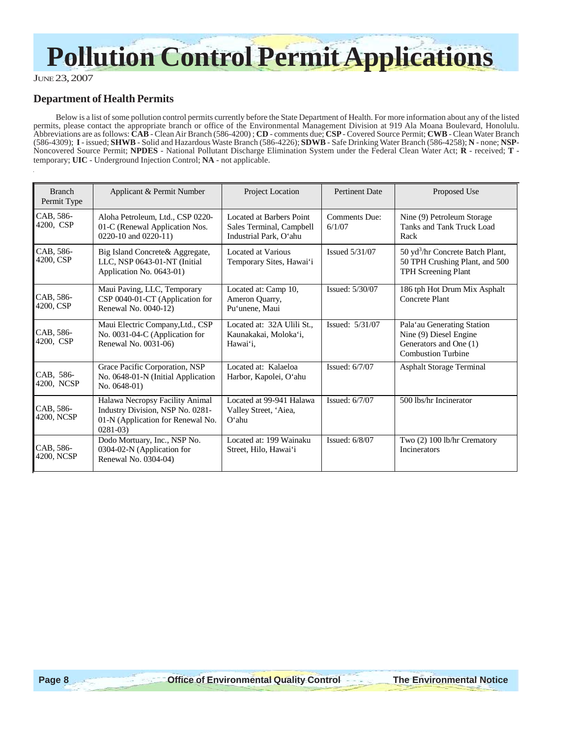# Pollution Control Permit Applications

JUNE 23, 2007

## Department of Health Permits

Below is a list of some pollution control permits currently before the State Department of Health. For more information about any of the listed permits, please contact the appropriate branch or office of the Environmental Management Division at 919 Ala Moana Boulevard, Honolulu. Abbreviations are as follows: **CAB** - Clean Air Branch (586-4200) ; **CD** - comments due; **CSP** - Covered Source Permit; **CWB** - Clean Water Branch (586-4309); **I** - issued; **SHWB** - Solid and Hazardous Waste Branch (586-4226); **SDWB** - Safe Drinking Water Branch (586-4258); **N** - none; **NSP**-Noncovered Source Permit; **NPDES** - National Pollutant Discharge Elimination System under the Federal Clean Water Act; **R** - received; **T** - temporary; **UIC** - Underground Injection Control; **NA** - not applicable.

| Branch Permit Type | Applicant & Permit Number | Project Location | Pertinent Date | Proposed Use |
|---|---|---|---|---|
| CAB, 586-4200, CSP | Aloha Petroleum, Ltd., CSP 0220-01-C (Renewal Application Nos. 0220-10 and 0220-11) | Located at Barbers Point Sales Terminal, Campbell Industrial Park, O'ahu | Comments Due: 6/1/07 | Nine (9) Petroleum Storage Tanks and Tank Truck Load Rack |
| CAB, 586-4200, CSP | Big Island Concrete& Aggregate, LLC, NSP 0643-01-NT (Initial Application No. 0643-01) | Located at Various Temporary Sites, Hawai'i | Issued 5/31/07 | 50 $yd^3$/hr Concrete Batch Plant, 50 TPH Crushing Plant, and 500 TPH Screening Plant |
| CAB, 586-4200, CSP | Maui Paving, LLC, Temporary CSP 0040-01-CT (Application for Renewal No. 0040-12) | Located at: Camp 10, Ameron Quarry, Pu'unene, Maui | Issued: 5/30/07 | 186 tph Hot Drum Mix Asphalt Concrete Plant |
| CAB, 586-4200, CSP | Maui Electric Company,Ltd., CSP No. 0031-04-C (Application for Renewal No. 0031-06) | Located at: 32A Ulili St., Kaunakakai, Moloka'i, Hawai'i, | Issued: 5/31/07 | Pala'au Generating Station Nine (9) Diesel Engine Generators and One (1) Combustion Turbine |
| CAB, 586-4200, NCSP | Grace Pacific Corporation, NSP No. 0648-01-N (Initial Application No. 0648-01) | Located at: Kalaeloa Harbor, Kapolei, O'ahu | Issued: 6/7/07 | Asphalt Storage Terminal |
| CAB, 586-4200, NCSP | Halawa Necropsy Facility Animal Industry Division, NSP No. 0281-01-N (Application for Renewal No. 0281-03) | Located at 99-941 Halawa Valley Street, 'Aiea, O'ahu | Issued: 6/7/07 | 500 lbs/hr Incinerator |
| CAB, 586-4200, NCSP | Dodo Mortuary, Inc., NSP No. 0304-02-N (Application for Renewal No. 0304-04) | Located at: 199 Wainaku Street, Hilo, Hawai'i | Issued: 6/8/07 | Two (2) 100 lb/hr Crematory Incinerators |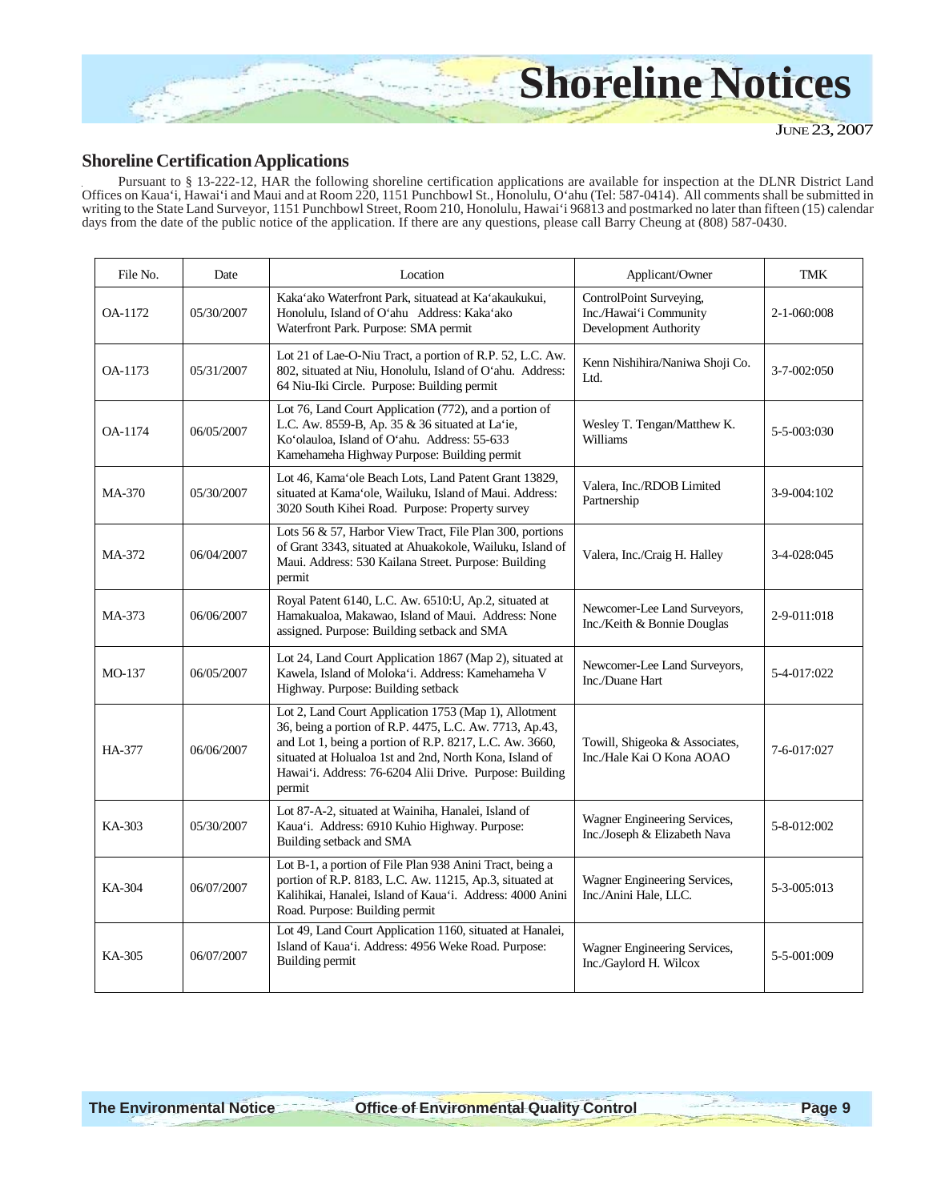# Shoreline Notices

June 23, 2007

## Shoreline Certification Applications

Pursuant to § 13-222-12, HAR the following shoreline certification applications are available for inspection at the DLNR District Land Offices on Kaua'i, Hawai'i and Maui and at Room 220, 1151 Punchbowl St., Honolulu, O'ahu (Tel: 587-0414). All comments shall be submitted in writing to the State Land Surveyor, 1151 Punchbowl Street, Room 210, Honolulu, Hawai'i 96813 and postmarked no later than fifteen (15) calendar days from the date of the public notice of the application. If there are any questions, please call Barry Cheung at (808) 587-0430.

| File No. | Date | Location | Applicant/Owner | TMK |
|---|---|---|---|---|
| OA-1172 | 05/30/2007 | Kaka'ako Waterfront Park, situatead at Ka'akaukukui, Honolulu, Island of O'ahu Address: Kaka'ako Waterfront Park. Purpose: SMA permit | ControlPoint Surveying, Inc./Hawai'i Community Development Authority | 2-1-060:008 |
| OA-1173 | 05/31/2007 | Lot 21 of Lae-O-Niu Tract, a portion of R.P. 52, L.C. Aw. 802, situated at Niu, Honolulu, Island of O'ahu. Address: 64 Niu-Iki Circle. Purpose: Building permit | Kenn Nishihira/Naniwa Shoji Co. Ltd. | 3-7-002:050 |
| OA-1174 | 06/05/2007 | Lot 76, Land Court Application (772), and a portion of L.C. Aw. 8559-B, Ap. 35 & 36 situated at La'ie, Ko'olauloa, Island of O'ahu. Address: 55-633 Kamehameha Highway Purpose: Building permit | Wesley T. Tengan/Matthew K. Williams | 5-5-003:030 |
| MA-370 | 05/30/2007 | Lot 46, Kama'ole Beach Lots, Land Patent Grant 13829, situated at Kama'ole, Wailuku, Island of Maui. Address: 3020 South Kihei Road. Purpose: Property survey | Valera, Inc./RDOB Limited Partnership | 3-9-004:102 |
| MA-372 | 06/04/2007 | Lots 56 & 57, Harbor View Tract, File Plan 300, portions of Grant 3343, situated at Ahuakokole, Wailuku, Island of Maui. Address: 530 Kailana Street. Purpose: Building permit | Valera, Inc./Craig H. Halley | 3-4-028:045 |
| MA-373 | 06/06/2007 | Royal Patent 6140, L.C. Aw. 6510:U, Ap.2, situated at Hamakualoa, Makawao, Island of Maui. Address: None assigned. Purpose: Building setback and SMA | Newcomer-Lee Land Surveyors, Inc./Keith & Bonnie Douglas | 2-9-011:018 |
| MO-137 | 06/05/2007 | Lot 24, Land Court Application 1867 (Map 2), situated at Kawela, Island of Moloka'i. Address: Kamehameha V Highway. Purpose: Building setback | Newcomer-Lee Land Surveyors, Inc./Duane Hart | 5-4-017:022 |
| HA-377 | 06/06/2007 | Lot 2, Land Court Application 1753 (Map 1), Allotment 36, being a portion of R.P. 4475, L.C. Aw. 7713, Ap.43, and Lot 1, being a portion of R.P. 8217, L.C. Aw. 3660, situated at Holualoa 1st and 2nd, North Kona, Island of Hawai'i. Address: 76-6204 Alii Drive. Purpose: Building permit | Towill, Shigeoka & Associates, Inc./Hale Kai O Kona AOAO | 7-6-017:027 |
| KA-303 | 05/30/2007 | Lot 87-A-2, situated at Wainiha, Hanalei, Island of Kaua'i. Address: 6910 Kuhio Highway. Purpose: Building setback and SMA | Wagner Engineering Services, Inc./Joseph & Elizabeth Nava | 5-8-012:002 |
| KA-304 | 06/07/2007 | Lot B-1, a portion of File Plan 938 Anini Tract, being a portion of R.P. 8183, L.C. Aw. 11215, Ap.3, situated at Kalihikai, Hanalei, Island of Kaua'i. Address: 4000 Anini Road. Purpose: Building permit | Wagner Engineering Services, Inc./Anini Hale, LLC. | 5-3-005:013 |
| KA-305 | 06/07/2007 | Lot 49, Land Court Application 1160, situated at Hanalei, Island of Kaua'i. Address: 4956 Weke Road. Purpose: Building permit | Wagner Engineering Services, Inc./Gaylord H. Wilcox | 5-5-001:009 |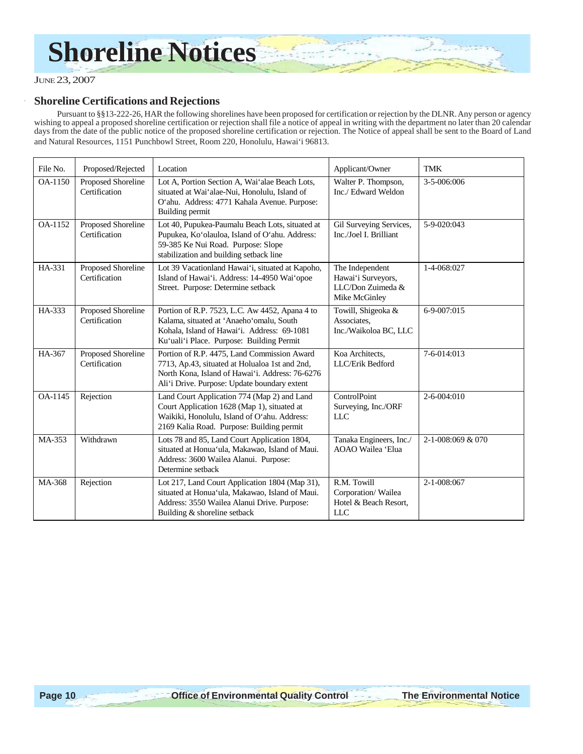# Shoreline Notices

June 23, 2007

## Shoreline Certifications and Rejections

Pursuant to §§13-222-26, HAR the following shorelines have been proposed for certification or rejection by the DLNR. Any person or agency wishing to appeal a proposed shoreline certification or rejection shall file a notice of appeal in writing with the department no later than 20 calendar days from the date of the public notice of the proposed shoreline certification or rejection. The Notice of appeal shall be sent to the Board of Land and Natural Resources, 1151 Punchbowl Street, Room 220, Honolulu, Hawai'i 96813.

| File No. | Proposed/Rejected | Location | Applicant/Owner | TMK |
|---|---|---|---|---|
| OA-1150 | Proposed Shoreline Certification | Lot A, Portion Section A, Wai'alae Beach Lots, situated at Wai'alae-Nui, Honolulu, Island of O'ahu. Address: 4771 Kahala Avenue. Purpose: Building permit | Walter P. Thompson, Inc./ Edward Weldon | 3-5-006:006 |
| OA-1152 | Proposed Shoreline Certification | Lot 40, Pupukea-Paumalu Beach Lots, situated at Pupukea, Ko'olauloa, Island of O'ahu. Address: 59-385 Ke Nui Road. Purpose: Slope stabilization and building setback line | Gil Surveying Services, Inc./Joel I. Brilliant | 5-9-020:043 |
| HA-331 | Proposed Shoreline Certification | Lot 39 Vacationland Hawai'i, situated at Kapoho, Island of Hawai'i. Address: 14-4950 Wai'opoe Street. Purpose: Determine setback | The Independent Hawai'i Surveyors, LLC/Don Zuimeda & Mike McGinley | 1-4-068:027 |
| HA-333 | Proposed Shoreline Certification | Portion of R.P. 7523, L.C. Aw 4452, Apana 4 to Kalama, situated at 'Anaeho'omalu, South Kohala, Island of Hawai'i. Address: 69-1081 Ku'uali'i Place. Purpose: Building Permit | Towill, Shigeoka & Associates, Inc./Waikoloa BC, LLC | 6-9-007:015 |
| HA-367 | Proposed Shoreline Certification | Portion of R.P. 4475, Land Commission Award 7713, Ap.43, situated at Holualoa 1st and 2nd, North Kona, Island of Hawai'i. Address: 76-6276 Ali'i Drive. Purpose: Update boundary extent | Koa Architects, LLC/Erik Bedford | 7-6-014:013 |
| OA-1145 | Rejection | Land Court Application 774 (Map 2) and Land Court Application 1628 (Map 1), situated at Waikiki, Honolulu, Island of O'ahu. Address: 2169 Kalia Road. Purpose: Building permit | ControlPoint Surveying, Inc./ORF LLC | 2-6-004:010 |
| MA-353 | Withdrawn | Lots 78 and 85, Land Court Application 1804, situated at Honua'ula, Makawao, Island of Maui. Address: 3600 Wailea Alanui. Purpose: Determine setback | Tanaka Engineers, Inc./ AOAO Wailea 'Elua | 2-1-008:069 & 070 |
| MA-368 | Rejection | Lot 217, Land Court Application 1804 (Map 31), situated at Honua'ula, Makawao, Island of Maui. Address: 3550 Wailea Alanui Drive. Purpose: Building & shoreline setback | R.M. Towill Corporation/ Wailea Hotel & Beach Resort, LLC | 2-1-008:067 |